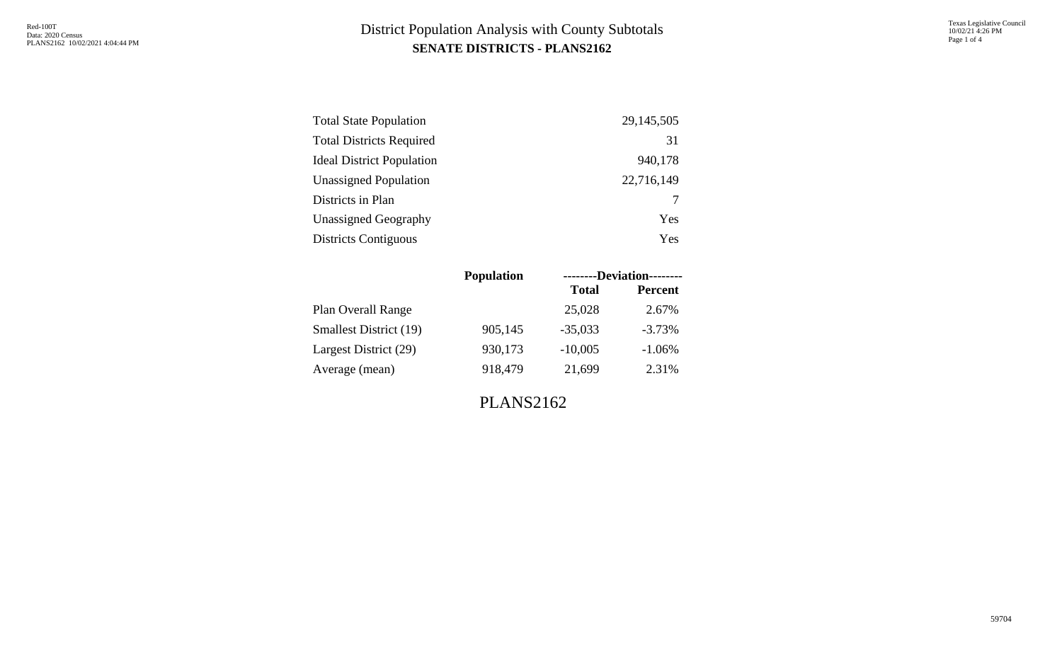# District Population Analysis with County Subtotals

## SENATE DISTRICTS - PLANS2162

| | |
|---|---|
| Total State Population | 29,145,505 |
| Total Districts Required | 31 |
| Ideal District Population | 940,178 |
| Unassigned Population | 22,716,149 |
| Districts in Plan | 7 |
| Unassigned Geography | Yes |
| Districts Contiguous | Yes |

| | Population | --------Deviation-------- | |
|---|---|---|---|
| | | Total | Percent |
| Plan Overall Range | | 25,028 | 2.67% |
| Smallest District (19) | 905,145 | -35,033 | -3.73% |
| Largest District (29) | 930,173 | -10,005 | -1.06% |
| Average (mean) | 918,479 | 21,699 | 2.31% |

PLANS2162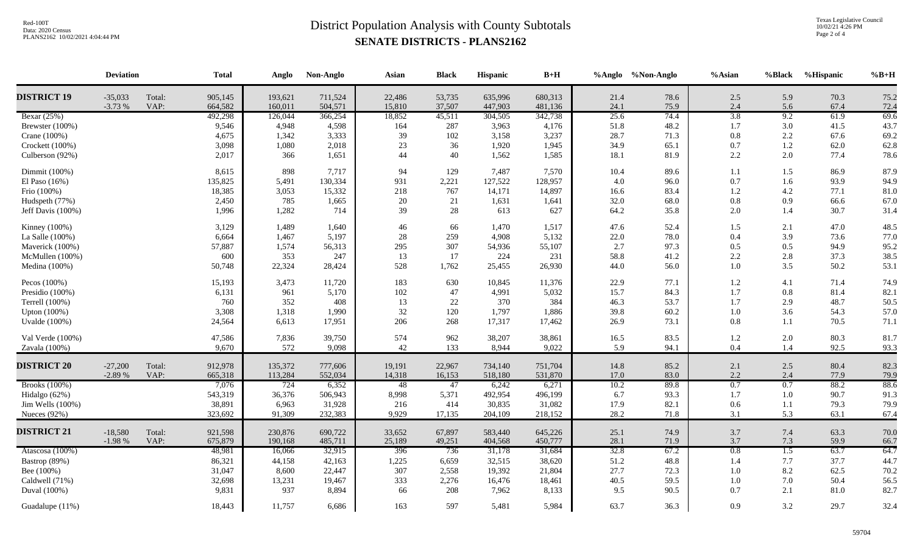# District Population Analysis with County Subtotals

**SENATE DISTRICTS - PLANS2162**

| | Deviation | | Total | Anglo | Non-Anglo | Asian | Black | Hispanic | B+H | %Anglo | %Non-Anglo | %Asian | %Black | %Hispanic | %B+H |
|---|---|---|---|---|---|---|---|---|---|---|---|---|---|---|---|
| **DISTRICT 19** | -35,033 | Total: | 905,145 | 193,621 | 711,524 | 22,486 | 53,735 | 635,996 | 680,313 | 21.4 | 78.6 | 2.5 | 5.9 | 70.3 | 75.2 |
| | -3.73 % | VAP: | 664,582 | 160,011 | 504,571 | 15,810 | 37,507 | 447,903 | 481,136 | 24.1 | 75.9 | 2.4 | 5.6 | 67.4 | 72.4 |
| Bexar (25%) | | | 492,298 | 126,044 | 366,254 | 18,852 | 45,511 | 304,505 | 342,738 | 25.6 | 74.4 | 3.8 | 9.2 | 61.9 | 69.6 |
| Brewster (100%) | | | 9,546 | 4,948 | 4,598 | 164 | 287 | 3,963 | 4,176 | 51.8 | 48.2 | 1.7 | 3.0 | 41.5 | 43.7 |
| Crane (100%) | | | 4,675 | 1,342 | 3,333 | 39 | 102 | 3,158 | 3,237 | 28.7 | 71.3 | 0.8 | 2.2 | 67.6 | 69.2 |
| Crockett (100%) | | | 3,098 | 1,080 | 2,018 | 23 | 36 | 1,920 | 1,945 | 34.9 | 65.1 | 0.7 | 1.2 | 62.0 | 62.8 |
| Culberson (92%) | | | 2,017 | 366 | 1,651 | 44 | 40 | 1,562 | 1,585 | 18.1 | 81.9 | 2.2 | 2.0 | 77.4 | 78.6 |
| Dimmit (100%) | | | 8,615 | 898 | 7,717 | 94 | 129 | 7,487 | 7,570 | 10.4 | 89.6 | 1.1 | 1.5 | 86.9 | 87.9 |
| El Paso (16%) | | | 135,825 | 5,491 | 130,334 | 931 | 2,221 | 127,522 | 128,957 | 4.0 | 96.0 | 0.7 | 1.6 | 93.9 | 94.9 |
| Frio (100%) | | | 18,385 | 3,053 | 15,332 | 218 | 767 | 14,171 | 14,897 | 16.6 | 83.4 | 1.2 | 4.2 | 77.1 | 81.0 |
| Hudspeth (77%) | | | 2,450 | 785 | 1,665 | 20 | 21 | 1,631 | 1,641 | 32.0 | 68.0 | 0.8 | 0.9 | 66.6 | 67.0 |
| Jeff Davis (100%) | | | 1,996 | 1,282 | 714 | 39 | 28 | 613 | 627 | 64.2 | 35.8 | 2.0 | 1.4 | 30.7 | 31.4 |
| Kinney (100%) | | | 3,129 | 1,489 | 1,640 | 46 | 66 | 1,470 | 1,517 | 47.6 | 52.4 | 1.5 | 2.1 | 47.0 | 48.5 |
| La Salle (100%) | | | 6,664 | 1,467 | 5,197 | 28 | 259 | 4,908 | 5,132 | 22.0 | 78.0 | 0.4 | 3.9 | 73.6 | 77.0 |
| Maverick (100%) | | | 57,887 | 1,574 | 56,313 | 295 | 307 | 54,936 | 55,107 | 2.7 | 97.3 | 0.5 | 0.5 | 94.9 | 95.2 |
| McMullen (100%) | | | 600 | 353 | 247 | 13 | 17 | 224 | 231 | 58.8 | 41.2 | 2.2 | 2.8 | 37.3 | 38.5 |
| Medina (100%) | | | 50,748 | 22,324 | 28,424 | 528 | 1,762 | 25,455 | 26,930 | 44.0 | 56.0 | 1.0 | 3.5 | 50.2 | 53.1 |
| Pecos (100%) | | | 15,193 | 3,473 | 11,720 | 183 | 630 | 10,845 | 11,376 | 22.9 | 77.1 | 1.2 | 4.1 | 71.4 | 74.9 |
| Presidio (100%) | | | 6,131 | 961 | 5,170 | 102 | 47 | 4,991 | 5,032 | 15.7 | 84.3 | 1.7 | 0.8 | 81.4 | 82.1 |
| Terrell (100%) | | | 760 | 352 | 408 | 13 | 22 | 370 | 384 | 46.3 | 53.7 | 1.7 | 2.9 | 48.7 | 50.5 |
| Upton (100%) | | | 3,308 | 1,318 | 1,990 | 32 | 120 | 1,797 | 1,886 | 39.8 | 60.2 | 1.0 | 3.6 | 54.3 | 57.0 |
| Uvalde (100%) | | | 24,564 | 6,613 | 17,951 | 206 | 268 | 17,317 | 17,462 | 26.9 | 73.1 | 0.8 | 1.1 | 70.5 | 71.1 |
| Val Verde (100%) | | | 47,586 | 7,836 | 39,750 | 574 | 962 | 38,207 | 38,861 | 16.5 | 83.5 | 1.2 | 2.0 | 80.3 | 81.7 |
| Zavala (100%) | | | 9,670 | 572 | 9,098 | 42 | 133 | 8,944 | 9,022 | 5.9 | 94.1 | 0.4 | 1.4 | 92.5 | 93.3 |
| **DISTRICT 20** | -27,200 | Total: | 912,978 | 135,372 | 777,606 | 19,191 | 22,967 | 734,140 | 751,704 | 14.8 | 85.2 | 2.1 | 2.5 | 80.4 | 82.3 |
| | -2.89 % | VAP: | 665,318 | 113,284 | 552,034 | 14,318 | 16,153 | 518,180 | 531,870 | 17.0 | 83.0 | 2.2 | 2.4 | 77.9 | 79.9 |
| Brooks (100%) | | | 7,076 | 724 | 6,352 | 48 | 47 | 6,242 | 6,271 | 10.2 | 89.8 | 0.7 | 0.7 | 88.2 | 88.6 |
| Hidalgo (62%) | | | 543,319 | 36,376 | 506,943 | 8,998 | 5,371 | 492,954 | 496,199 | 6.7 | 93.3 | 1.7 | 1.0 | 90.7 | 91.3 |
| Jim Wells (100%) | | | 38,891 | 6,963 | 31,928 | 216 | 414 | 30,835 | 31,082 | 17.9 | 82.1 | 0.6 | 1.1 | 79.3 | 79.9 |
| Nueces (92%) | | | 323,692 | 91,309 | 232,383 | 9,929 | 17,135 | 204,109 | 218,152 | 28.2 | 71.8 | 3.1 | 5.3 | 63.1 | 67.4 |
| **DISTRICT 21** | -18,580 | Total: | 921,598 | 230,876 | 690,722 | 33,652 | 67,897 | 583,440 | 645,226 | 25.1 | 74.9 | 3.7 | 7.4 | 63.3 | 70.0 |
| | -1.98 % | VAP: | 675,879 | 190,168 | 485,711 | 25,189 | 49,251 | 404,568 | 450,777 | 28.1 | 71.9 | 3.7 | 7.3 | 59.9 | 66.7 |
| Atascosa (100%) | | | 48,981 | 16,066 | 32,915 | 396 | 736 | 31,178 | 31,684 | 32.8 | 67.2 | 0.8 | 1.5 | 63.7 | 64.7 |
| Bastrop (89%) | | | 86,321 | 44,158 | 42,163 | 1,225 | 6,659 | 32,515 | 38,620 | 51.2 | 48.8 | 1.4 | 7.7 | 37.7 | 44.7 |
| Bee (100%) | | | 31,047 | 8,600 | 22,447 | 307 | 2,558 | 19,392 | 21,804 | 27.7 | 72.3 | 1.0 | 8.2 | 62.5 | 70.2 |
| Caldwell (71%) | | | 32,698 | 13,231 | 19,467 | 333 | 2,276 | 16,476 | 18,461 | 40.5 | 59.5 | 1.0 | 7.0 | 50.4 | 56.5 |
| Duval (100%) | | | 9,831 | 937 | 8,894 | 66 | 208 | 7,962 | 8,133 | 9.5 | 90.5 | 0.7 | 2.1 | 81.0 | 82.7 |
| Guadalupe (11%) | | | 18,443 | 11,757 | 6,686 | 163 | 597 | 5,481 | 5,984 | 63.7 | 36.3 | 0.9 | 3.2 | 29.7 | 32.4 |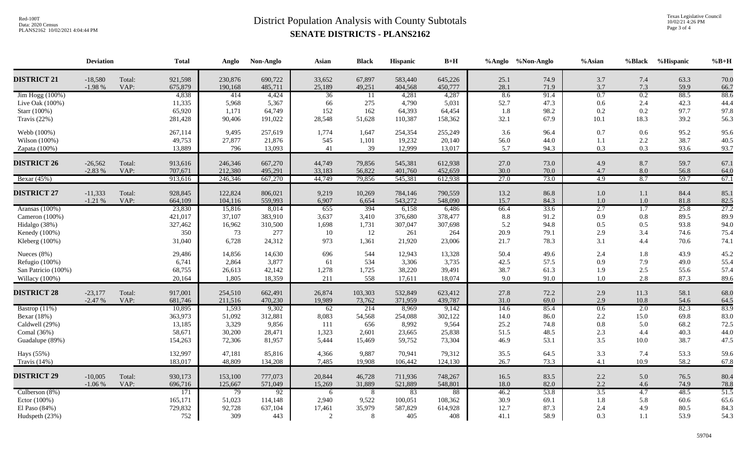# District Population Analysis with County Subtotals

## SENATE DISTRICTS - PLANS2162

Red-100T
Data: 2020 Census
PLANS2162 10/02/2021 4:04:44 PM

Texas Legislative Council
10/02/21 4:26 PM

| | Deviation | | Total | Anglo | Non-Anglo | Asian | Black | Hispanic | B+H | %Anglo | %Non-Anglo | %Asian | %Black | %Hispanic | %B+H |
|---|---|---|---|---|---|---|---|---|---|---|---|---|---|---|---|
| **DISTRICT 21** | -18,580 | Total: | 921,598 | 230,876 | 690,722 | 33,652 | 67,897 | 583,440 | 645,226 | 25.1 | 74.9 | 3.7 | 7.4 | 63.3 | 70.0 |
| | -1.98 % | VAP: | 675,879 | 190,168 | 485,711 | 25,189 | 49,251 | 404,568 | 450,777 | 28.1 | 71.9 | 3.7 | 7.3 | 59.9 | 66.7 |
| Jim Hogg (100%) | | | 4,838 | 414 | 4,424 | 36 | 11 | 4,281 | 4,287 | 8.6 | 91.4 | 0.7 | 0.2 | 88.5 | 88.6 |
| Live Oak (100%) | | | 11,335 | 5,968 | 5,367 | 66 | 275 | 4,790 | 5,031 | 52.7 | 47.3 | 0.6 | 2.4 | 42.3 | 44.4 |
| Starr (100%) | | | 65,920 | 1,171 | 64,749 | 152 | 162 | 64,393 | 64,454 | 1.8 | 98.2 | 0.2 | 0.2 | 97.7 | 97.8 |
| Travis (22%) | | | 281,428 | 90,406 | 191,022 | 28,548 | 51,628 | 110,387 | 158,362 | 32.1 | 67.9 | 10.1 | 18.3 | 39.2 | 56.3 |
| Webb (100%) | | | 267,114 | 9,495 | 257,619 | 1,774 | 1,647 | 254,354 | 255,249 | 3.6 | 96.4 | 0.7 | 0.6 | 95.2 | 95.6 |
| Wilson (100%) | | | 49,753 | 27,877 | 21,876 | 545 | 1,101 | 19,232 | 20,140 | 56.0 | 44.0 | 1.1 | 2.2 | 38.7 | 40.5 |
| Zapata (100%) | | | 13,889 | 796 | 13,093 | 41 | 39 | 12,999 | 13,017 | 5.7 | 94.3 | 0.3 | 0.3 | 93.6 | 93.7 |
| **DISTRICT 26** | -26,562 | Total: | 913,616 | 246,346 | 667,270 | 44,749 | 79,856 | 545,381 | 612,938 | 27.0 | 73.0 | 4.9 | 8.7 | 59.7 | 67.1 |
| | -2.83 % | VAP: | 707,671 | 212,380 | 495,291 | 33,183 | 56,822 | 401,760 | 452,659 | 30.0 | 70.0 | 4.7 | 8.0 | 56.8 | 64.0 |
| Bexar (45%) | | | 913,616 | 246,346 | 667,270 | 44,749 | 79,856 | 545,381 | 612,938 | 27.0 | 73.0 | 4.9 | 8.7 | 59.7 | 67.1 |
| **DISTRICT 27** | -11,333 | Total: | 928,845 | 122,824 | 806,021 | 9,219 | 10,269 | 784,146 | 790,559 | 13.2 | 86.8 | 1.0 | 1.1 | 84.4 | 85.1 |
| | -1.21 % | VAP: | 664,109 | 104,116 | 559,993 | 6,907 | 6,654 | 543,272 | 548,090 | 15.7 | 84.3 | 1.0 | 1.0 | 81.8 | 82.5 |
| Aransas (100%) | | | 23,830 | 15,816 | 8,014 | 655 | 394 | 6,158 | 6,486 | 66.4 | 33.6 | 2.7 | 1.7 | 25.8 | 27.2 |
| Cameron (100%) | | | 421,017 | 37,107 | 383,910 | 3,637 | 3,410 | 376,680 | 378,477 | 8.8 | 91.2 | 0.9 | 0.8 | 89.5 | 89.9 |
| Hidalgo (38%) | | | 327,462 | 16,962 | 310,500 | 1,698 | 1,731 | 307,047 | 307,698 | 5.2 | 94.8 | 0.5 | 0.5 | 93.8 | 94.0 |
| Kenedy (100%) | | | 350 | 73 | 277 | 10 | 12 | 261 | 264 | 20.9 | 79.1 | 2.9 | 3.4 | 74.6 | 75.4 |
| Kleberg (100%) | | | 31,040 | 6,728 | 24,312 | 973 | 1,361 | 21,920 | 23,006 | 21.7 | 78.3 | 3.1 | 4.4 | 70.6 | 74.1 |
| Nueces (8%) | | | 29,486 | 14,856 | 14,630 | 696 | 544 | 12,943 | 13,328 | 50.4 | 49.6 | 2.4 | 1.8 | 43.9 | 45.2 |
| Refugio (100%) | | | 6,741 | 2,864 | 3,877 | 61 | 534 | 3,306 | 3,735 | 42.5 | 57.5 | 0.9 | 7.9 | 49.0 | 55.4 |
| San Patricio (100%) | | | 68,755 | 26,613 | 42,142 | 1,278 | 1,725 | 38,220 | 39,491 | 38.7 | 61.3 | 1.9 | 2.5 | 55.6 | 57.4 |
| Willacy (100%) | | | 20,164 | 1,805 | 18,359 | 211 | 558 | 17,611 | 18,074 | 9.0 | 91.0 | 1.0 | 2.8 | 87.3 | 89.6 |
| **DISTRICT 28** | -23,177 | Total: | 917,001 | 254,510 | 662,491 | 26,874 | 103,303 | 532,849 | 623,412 | 27.8 | 72.2 | 2.9 | 11.3 | 58.1 | 68.0 |
| | -2.47 % | VAP: | 681,746 | 211,516 | 470,230 | 19,989 | 73,762 | 371,959 | 439,787 | 31.0 | 69.0 | 2.9 | 10.8 | 54.6 | 64.5 |
| Bastrop (11%) | | | 10,895 | 1,593 | 9,302 | 62 | 214 | 8,969 | 9,142 | 14.6 | 85.4 | 0.6 | 2.0 | 82.3 | 83.9 |
| Bexar (18%) | | | 363,973 | 51,092 | 312,881 | 8,083 | 54,568 | 254,088 | 302,122 | 14.0 | 86.0 | 2.2 | 15.0 | 69.8 | 83.0 |
| Caldwell (29%) | | | 13,185 | 3,329 | 9,856 | 111 | 656 | 8,992 | 9,564 | 25.2 | 74.8 | 0.8 | 5.0 | 68.2 | 72.5 |
| Comal (36%) | | | 58,671 | 30,200 | 28,471 | 1,323 | 2,601 | 23,665 | 25,838 | 51.5 | 48.5 | 2.3 | 4.4 | 40.3 | 44.0 |
| Guadalupe (89%) | | | 154,263 | 72,306 | 81,957 | 5,444 | 15,469 | 59,752 | 73,304 | 46.9 | 53.1 | 3.5 | 10.0 | 38.7 | 47.5 |
| Hays (55%) | | | 132,997 | 47,181 | 85,816 | 4,366 | 9,887 | 70,941 | 79,312 | 35.5 | 64.5 | 3.3 | 7.4 | 53.3 | 59.6 |
| Travis (14%) | | | 183,017 | 48,809 | 134,208 | 7,485 | 19,908 | 106,442 | 124,130 | 26.7 | 73.3 | 4.1 | 10.9 | 58.2 | 67.8 |
| **DISTRICT 29** | -10,005 | Total: | 930,173 | 153,100 | 777,073 | 20,844 | 46,728 | 711,936 | 748,267 | 16.5 | 83.5 | 2.2 | 5.0 | 76.5 | 80.4 |
| | -1.06 % | VAP: | 696,716 | 125,667 | 571,049 | 15,269 | 31,889 | 521,889 | 548,801 | 18.0 | 82.0 | 2.2 | 4.6 | 74.9 | 78.8 |
| Culberson (8%) | | | 171 | 79 | 92 | 6 | 8 | 83 | 88 | 46.2 | 53.8 | 3.5 | 4.7 | 48.5 | 51.5 |
| Ector (100%) | | | 165,171 | 51,023 | 114,148 | 2,940 | 9,522 | 100,051 | 108,362 | 30.9 | 69.1 | 1.8 | 5.8 | 60.6 | 65.6 |
| El Paso (84%) | | | 729,832 | 92,728 | 637,104 | 17,461 | 35,979 | 587,829 | 614,928 | 12.7 | 87.3 | 2.4 | 4.9 | 80.5 | 84.3 |
| Hudspeth (23%) | | | 752 | 309 | 443 | 2 | 8 | 405 | 408 | 41.1 | 58.9 | 0.3 | 1.1 | 53.9 | 54.3 |

59704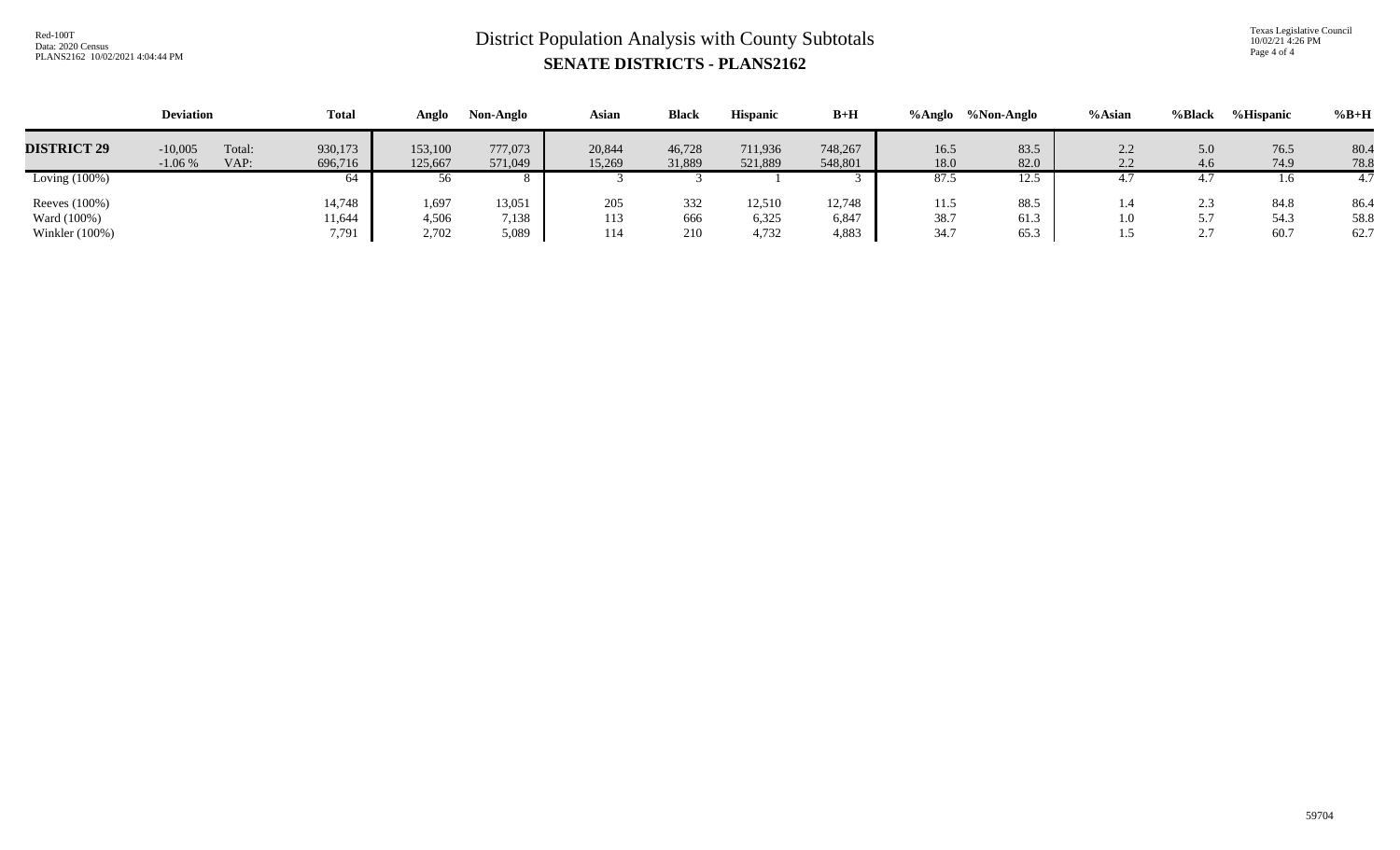# District Population Analysis with County Subtotals

## SENATE DISTRICTS - PLANS2162

Red-100T
Data: 2020 Census
PLANS2162 10/02/2021 4:04:44 PM

Texas Legislative Council
10/02/21 4:26 PM

| | Deviation | | Total | Anglo | Non-Anglo | Asian | Black | Hispanic | B+H | %Anglo | %Non-Anglo | %Asian | %Black | %Hispanic | %B+H |
|---|---|---|---|---|---|---|---|---|---|---|---|---|---|---|---|
| **DISTRICT 29** | -10,005 | Total: | 930,173 | 153,100 | 777,073 | 20,844 | 46,728 | 711,936 | 748,267 | 16.5 | 83.5 | 2.2 | 5.0 | 76.5 | 80.4 |
| | -1.06 % | VAP: | 696,716 | 125,667 | 571,049 | 15,269 | 31,889 | 521,889 | 548,801 | 18.0 | 82.0 | 2.2 | 4.6 | 74.9 | 78.8 |
| Loving (100%) | | | 64 | 56 | 8 | 3 | 3 | 1 | 3 | 87.5 | 12.5 | 4.7 | 4.7 | 1.6 | 4.7 |
| Reeves (100%) | | | 14,748 | 1,697 | 13,051 | 205 | 332 | 12,510 | 12,748 | 11.5 | 88.5 | 1.4 | 2.3 | 84.8 | 86.4 |
| Ward (100%) | | | 11,644 | 4,506 | 7,138 | 113 | 666 | 6,325 | 6,847 | 38.7 | 61.3 | 1.0 | 5.7 | 54.3 | 58.8 |
| Winkler (100%) | | | 7,791 | 2,702 | 5,089 | 114 | 210 | 4,732 | 4,883 | 34.7 | 65.3 | 1.5 | 2.7 | 60.7 | 62.7 |

59704